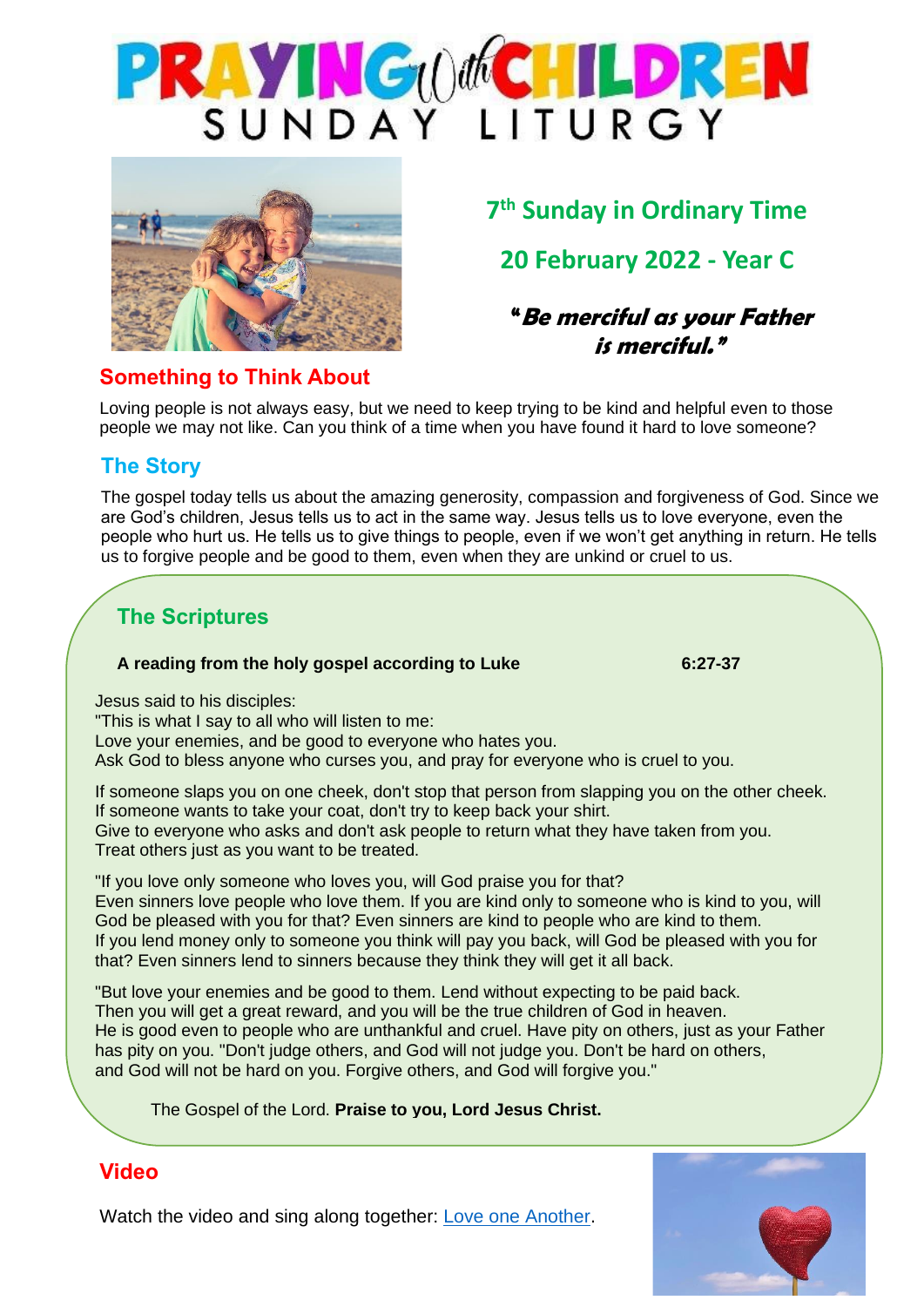# PRAYING with CHILDREN
## SUNDAY LITURGY

## 7th Sunday in Ordinary Time

## 20 February 2022 - Year C

***"Be merciful as your Father is merciful."***

## Something to Think About

Loving people is not always easy, but we need to keep trying to be kind and helpful even to those people we may not like. Can you think of a time when you have found it hard to love someone?

## The Story

The gospel today tells us about the amazing generosity, compassion and forgiveness of God. Since we are God's children, Jesus tells us to act in the same way. Jesus tells us to love everyone, even the people who hurt us. He tells us to give things to people, even if we won't get anything in return. He tells us to forgive people and be good to them, even when they are unkind or cruel to us.

## The Scriptures

**A reading from the holy gospel according to Luke 6:27-37**

Jesus said to his disciples:
"This is what I say to all who will listen to me:
Love your enemies, and be good to everyone who hates you.
Ask God to bless anyone who curses you, and pray for everyone who is cruel to you.

If someone slaps you on one cheek, don't stop that person from slapping you on the other cheek.
If someone wants to take your coat, don't try to keep back your shirt.
Give to everyone who asks and don't ask people to return what they have taken from you.
Treat others just as you want to be treated.

"If you love only someone who loves you, will God praise you for that?
Even sinners love people who love them. If you are kind only to someone who is kind to you, will God be pleased with you for that? Even sinners are kind to people who are kind to them.
If you lend money only to someone you think will pay you back, will God be pleased with you for that? Even sinners lend to sinners because they think they will get it all back.

"But love your enemies and be good to them. Lend without expecting to be paid back.
Then you will get a great reward, and you will be the true children of God in heaven.
He is good even to people who are unthankful and cruel. Have pity on others, just as your Father has pity on you. "Don't judge others, and God will not judge you. Don't be hard on others, and God will not be hard on you. Forgive others, and God will forgive you."

The Gospel of the Lord. **Praise to you, Lord Jesus Christ.**

## Video

Watch the video and sing along together: [Love one Another](#).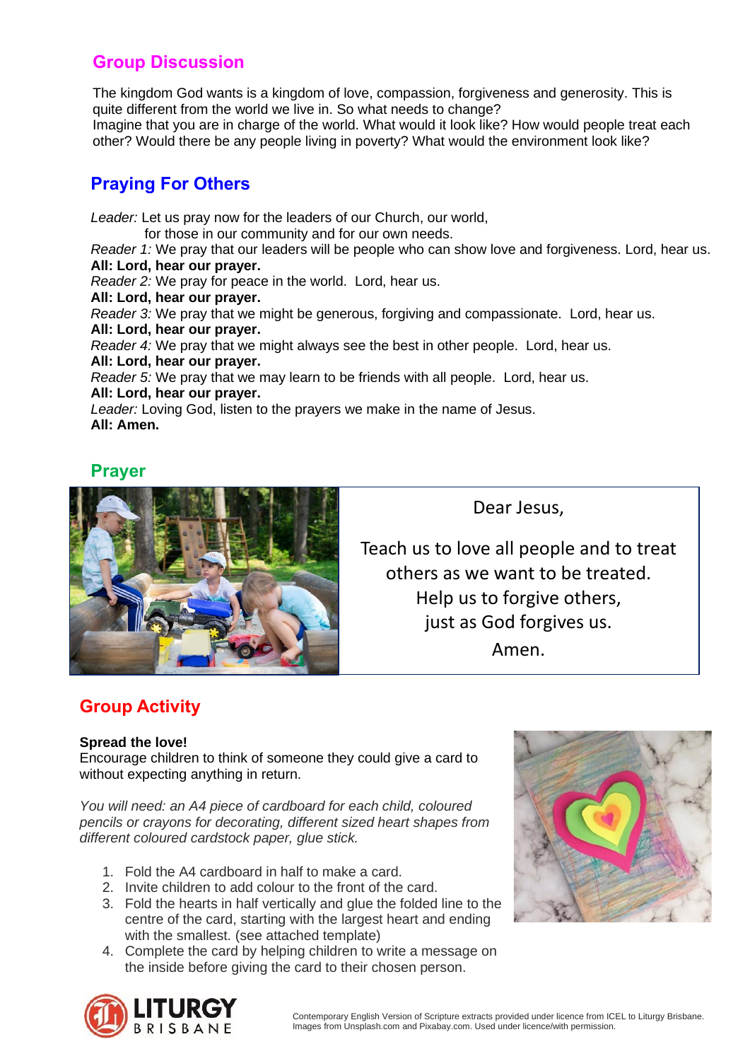## Group Discussion

The kingdom God wants is a kingdom of love, compassion, forgiveness and generosity. This is quite different from the world we live in. So what needs to change?
Imagine that you are in charge of the world. What would it look like? How would people treat each other? Would there be any people living in poverty? What would the environment look like?

## Praying For Others

*Leader:* Let us pray now for the leaders of our Church, our world, for those in our community and for our own needs.
*Reader 1:* We pray that our leaders will be people who can show love and forgiveness. Lord, hear us.
**All: Lord, hear our prayer.**
*Reader 2:* We pray for peace in the world. Lord, hear us.
**All: Lord, hear our prayer.**
*Reader 3:* We pray that we might be generous, forgiving and compassionate. Lord, hear us.
**All: Lord, hear our prayer.**
*Reader 4:* We pray that we might always see the best in other people. Lord, hear us.
**All: Lord, hear our prayer.**
*Reader 5:* We pray that we may learn to be friends with all people. Lord, hear us.
**All: Lord, hear our prayer.**
*Leader:* Loving God, listen to the prayers we make in the name of Jesus.
**All: Amen.**

## Prayer

Dear Jesus,

Teach us to love all people and to treat others as we want to be treated.
Help us to forgive others,
just as God forgives us.
Amen.

## Group Activity

**Spread the love!**
Encourage children to think of someone they could give a card to without expecting anything in return.

*You will need: an A4 piece of cardboard for each child, coloured pencils or crayons for decorating, different sized heart shapes from different coloured cardstock paper, glue stick.*

1. Fold the A4 cardboard in half to make a card.
2. Invite children to add colour to the front of the card.
3. Fold the hearts in half vertically and glue the folded line to the centre of the card, starting with the largest heart and ending with the smallest. (see attached template)
4. Complete the card by helping children to write a message on the inside before giving the card to their chosen person.

Contemporary English Version of Scripture extracts provided under licence from ICEL to Liturgy Brisbane. Images from Unsplash.com and Pixabay.com. Used under licence/with permission.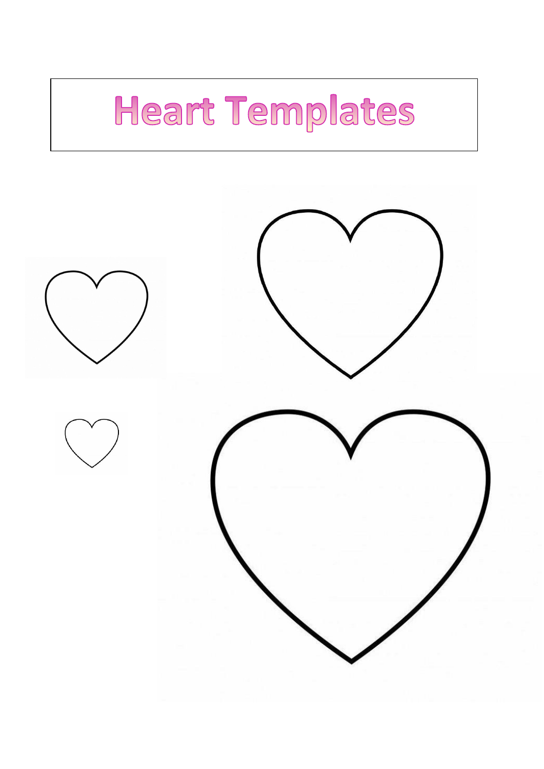# Heart Templates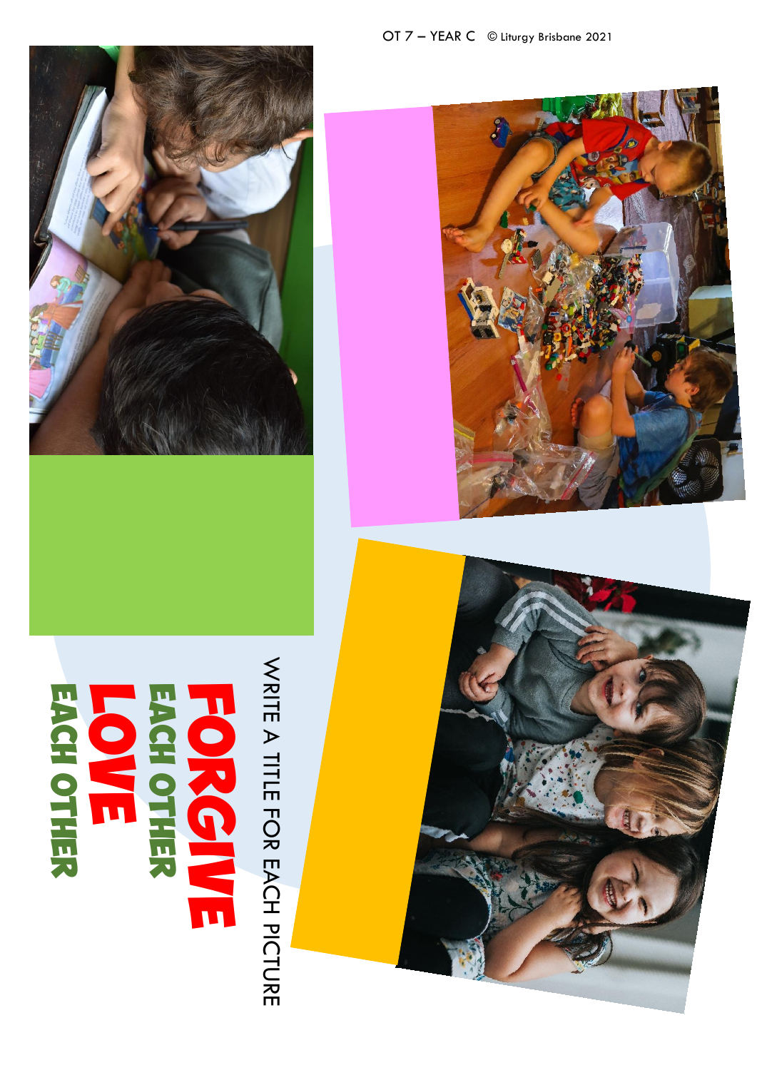WRITE A TITLE FOR EACH PICTURE

**FORGIVE**
**EACH OTHER**
**LOVE**
**EACH OTHER**